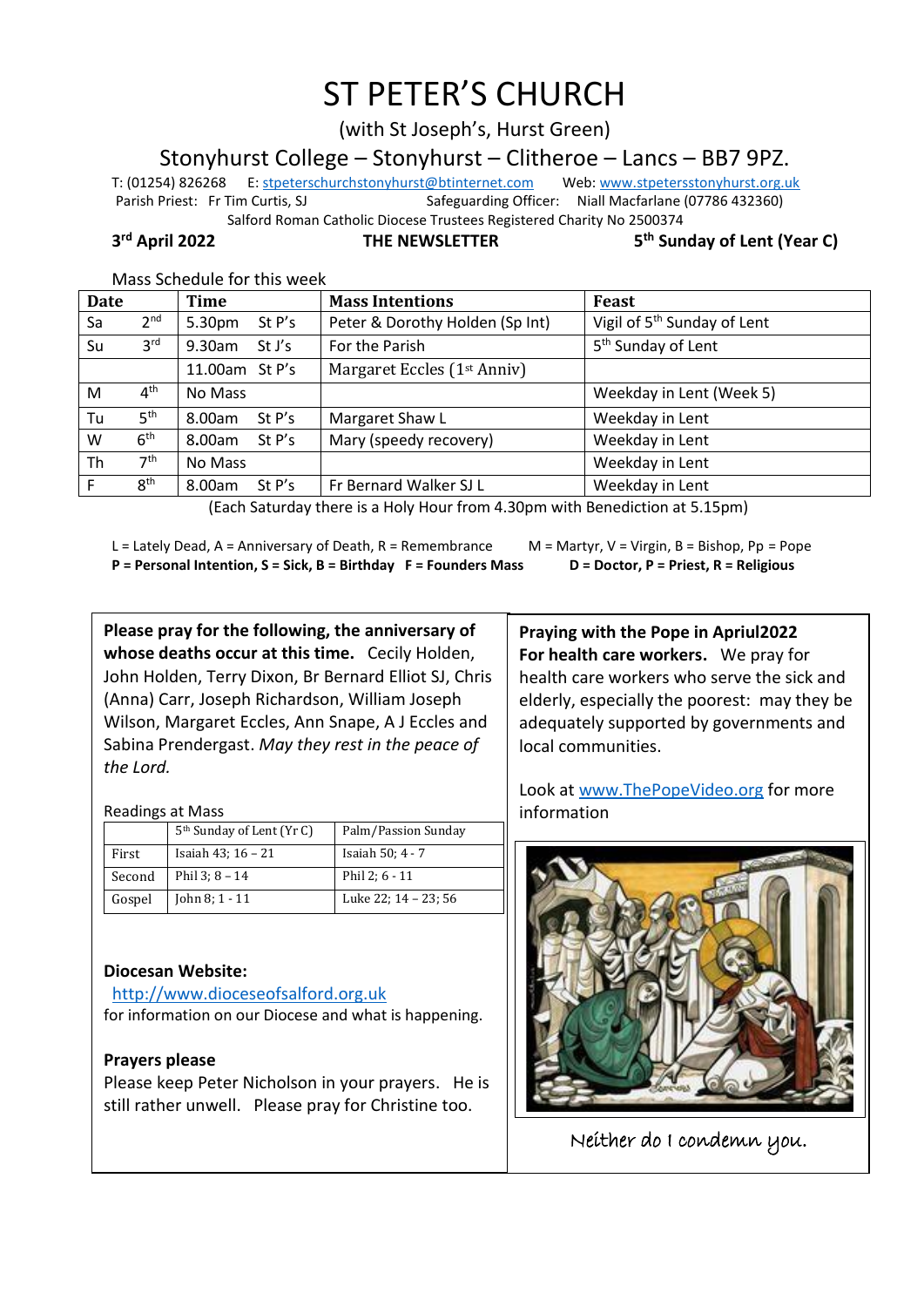// ... existing code ...
# ST PETER'S CHURCH

(with St Joseph's, Hurst Green)

## Stonyhurst College – Stonyhurst – Clitheroe – Lancs – BB7 9PZ.

T: (01254) 826268 E: stpeterschurchstonyhurst@btinternet.com Web: www.stpetersstonyhurst.org.uk

Parish Priest: Fr Tim Curtis, SJ Safeguarding Officer: Niall Macfarlane (07786 432360)

Salford Roman Catholic Diocese Trustees Registered Charity No 2500374

**3rd April 2022** **THE NEWSLETTER** **5th Sunday of Lent (Year C)**

Mass Schedule for this week

| Date | | Time | Mass Intentions | Feast |
|---|---|---|---|---|
| Sa | 2nd | 5.30pm St P's | Peter & Dorothy Holden (Sp Int) | Vigil of 5th Sunday of Lent |
| Su | 3rd | 9.30am St J's | For the Parish | 5th Sunday of Lent |
| | | 11.00am St P's | Margaret Eccles (1st Anniv) | |
| M | 4th | No Mass | | Weekday in Lent (Week 5) |
| Tu | 5th | 8.00am St P's | Margaret Shaw L | Weekday in Lent |
| W | 6th | 8.00am St P's | Mary (speedy recovery) | Weekday in Lent |
| Th | 7th | No Mass | | Weekday in Lent |
| F | 8th | 8.00am St P's | Fr Bernard Walker SJ L | Weekday in Lent |

(Each Saturday there is a Holy Hour from 4.30pm with Benediction at 5.15pm)

L = Lately Dead, A = Anniversary of Death, R = Remembrance M = Martyr, V = Virgin, B = Bishop, Pp = Pope

**P = Personal Intention, S = Sick, B = Birthday F = Founders Mass D = Doctor, P = Priest, R = Religious**

**Please pray for the following, the anniversary of whose deaths occur at this time.** Cecily Holden, John Holden, Terry Dixon, Br Bernard Elliot SJ, Chris (Anna) Carr, Joseph Richardson, William Joseph Wilson, Margaret Eccles, Ann Snape, A J Eccles and Sabina Prendergast. *May they rest in the peace of the Lord.*

Readings at Mass

| | 5th Sunday of Lent (Yr C) | Palm/Passion Sunday |
|---|---|---|
| First | Isaiah 43; 16 – 21 | Isaiah 50; 4 - 7 |
| Second | Phil 3; 8 – 14 | Phil 2; 6 - 11 |
| Gospel | John 8; 1 - 11 | Luke 22; 14 – 23; 56 |

**Diocesan Website:**

http://www.dioceseofsalford.org.uk

for information on our Diocese and what is happening.

**Prayers please**

Please keep Peter Nicholson in your prayers. He is still rather unwell. Please pray for Christine too.

**Praying with the Pope in Apriul2022**

**For health care workers.** We pray for health care workers who serve the sick and elderly, especially the poorest: may they be adequately supported by governments and local communities.

Look at www.ThePopeVideo.org for more information

Neither do I condemn you.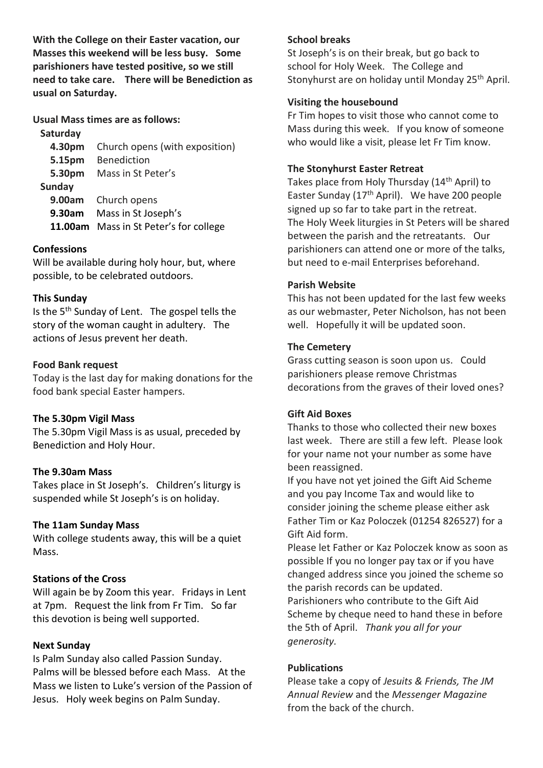**With the College on their Easter vacation, our Masses this weekend will be less busy. Some parishioners have tested positive, so we still need to take care. There will be Benediction as usual on Saturday.**

**Usual Mass times are as follows:**

**Saturday**

- **4.30pm** Church opens (with exposition)
- **5.15pm** Benediction
- **5.30pm** Mass in St Peter's

**Sunday**

- **9.00am** Church opens
- **9.30am** Mass in St Joseph's
- **11.00am** Mass in St Peter's for college

**Confessions**

Will be available during holy hour, but, where possible, to be celebrated outdoors.

**This Sunday**

Is the 5th Sunday of Lent. The gospel tells the story of the woman caught in adultery. The actions of Jesus prevent her death.

**Food Bank request**

Today is the last day for making donations for the food bank special Easter hampers.

**The 5.30pm Vigil Mass**

The 5.30pm Vigil Mass is as usual, preceded by Benediction and Holy Hour.

**The 9.30am Mass**

Takes place in St Joseph's. Children's liturgy is suspended while St Joseph's is on holiday.

**The 11am Sunday Mass**

With college students away, this will be a quiet Mass.

**Stations of the Cross**

Will again be by Zoom this year. Fridays in Lent at 7pm. Request the link from Fr Tim. So far this devotion is being well supported.

**Next Sunday**

Is Palm Sunday also called Passion Sunday. Palms will be blessed before each Mass. At the Mass we listen to Luke's version of the Passion of Jesus. Holy week begins on Palm Sunday.

**School breaks**

St Joseph's is on their break, but go back to school for Holy Week. The College and Stonyhurst are on holiday until Monday 25th April.

**Visiting the housebound**

Fr Tim hopes to visit those who cannot come to Mass during this week. If you know of someone who would like a visit, please let Fr Tim know.

**The Stonyhurst Easter Retreat**

Takes place from Holy Thursday (14th April) to Easter Sunday (17th April). We have 200 people signed up so far to take part in the retreat. The Holy Week liturgies in St Peters will be shared between the parish and the retreatants. Our parishioners can attend one or more of the talks, but need to e-mail Enterprises beforehand.

**Parish Website**

This has not been updated for the last few weeks as our webmaster, Peter Nicholson, has not been well. Hopefully it will be updated soon.

**The Cemetery**

Grass cutting season is soon upon us. Could parishioners please remove Christmas decorations from the graves of their loved ones?

**Gift Aid Boxes**

Thanks to those who collected their new boxes last week. There are still a few left. Please look for your name not your number as some have been reassigned.

If you have not yet joined the Gift Aid Scheme and you pay Income Tax and would like to consider joining the scheme please either ask Father Tim or Kaz Poloczek (01254 826527) for a Gift Aid form.

Please let Father or Kaz Poloczek know as soon as possible If you no longer pay tax or if you have changed address since you joined the scheme so the parish records can be updated.

Parishioners who contribute to the Gift Aid Scheme by cheque need to hand these in before the 5th of April. *Thank you all for your generosity.*

**Publications**

Please take a copy of *Jesuits & Friends, The JM Annual Review* and the *Messenger Magazine* from the back of the church.